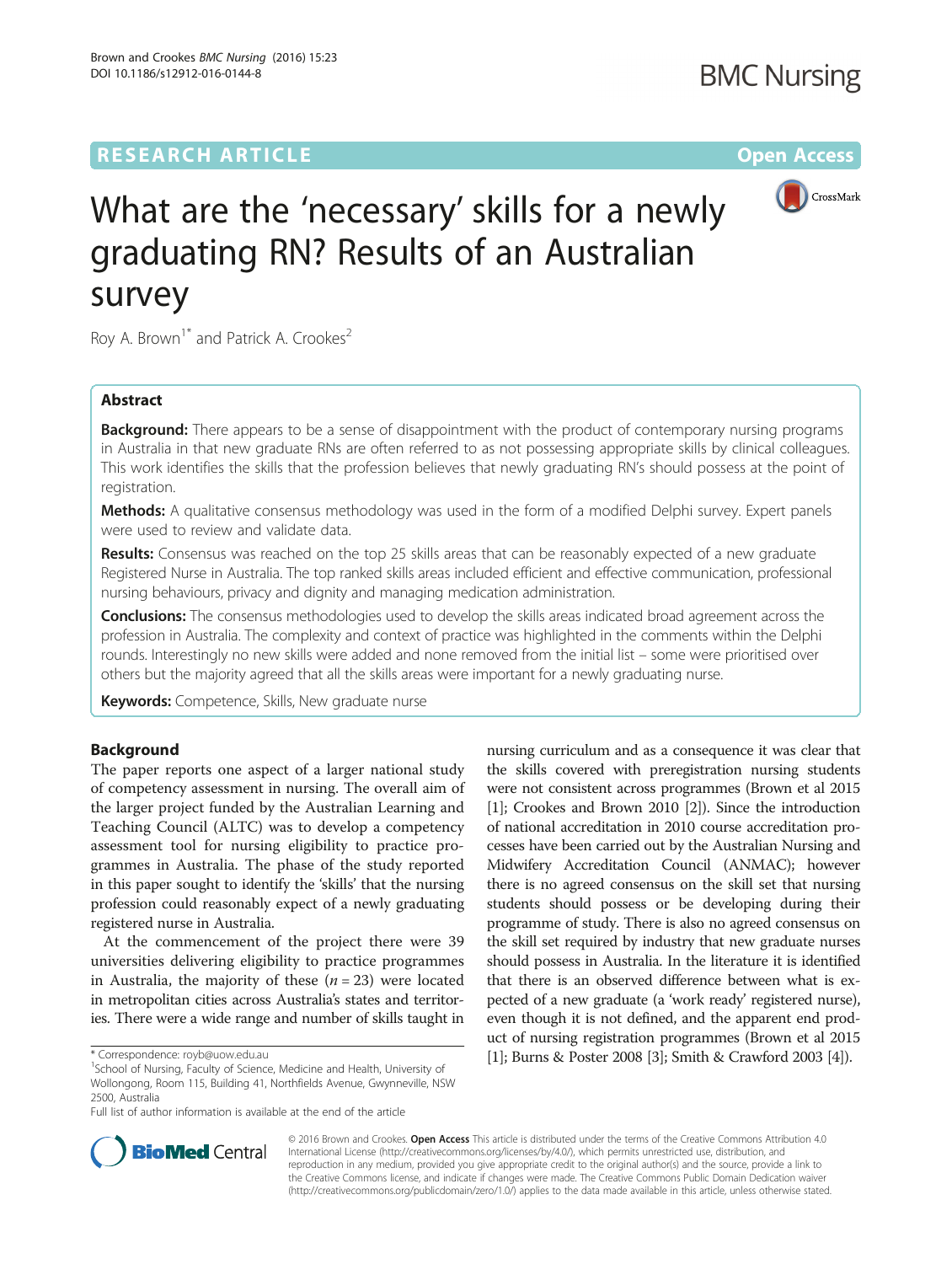RESEARCH ARTICLE

Open Access

# What are the 'necessary' skills for a newly graduating RN? Results of an Australian survey

Roy A. Brown[1*] and Patrick A. Crookes[2]

## Abstract

**Background:** There appears to be a sense of disappointment with the product of contemporary nursing programs in Australia in that new graduate RNs are often referred to as not possessing appropriate skills by clinical colleagues. This work identifies the skills that the profession believes that newly graduating RN's should possess at the point of registration.

**Methods:** A qualitative consensus methodology was used in the form of a modified Delphi survey. Expert panels were used to review and validate data.

**Results:** Consensus was reached on the top 25 skills areas that can be reasonably expected of a new graduate Registered Nurse in Australia. The top ranked skills areas included efficient and effective communication, professional nursing behaviours, privacy and dignity and managing medication administration.

**Conclusions:** The consensus methodologies used to develop the skills areas indicated broad agreement across the profession in Australia. The complexity and context of practice was highlighted in the comments within the Delphi rounds. Interestingly no new skills were added and none removed from the initial list – some were prioritised over others but the majority agreed that all the skills areas were important for a newly graduating nurse.

**Keywords:** Competence, Skills, New graduate nurse

## Background

The paper reports one aspect of a larger national study of competency assessment in nursing. The overall aim of the larger project funded by the Australian Learning and Teaching Council (ALTC) was to develop a competency assessment tool for nursing eligibility to practice programmes in Australia. The phase of the study reported in this paper sought to identify the 'skills' that the nursing profession could reasonably expect of a newly graduating registered nurse in Australia.

At the commencement of the project there were 39 universities delivering eligibility to practice programmes in Australia, the majority of these ($n = 23$) were located in metropolitan cities across Australia's states and territories. There were a wide range and number of skills taught in nursing curriculum and as a consequence it was clear that the skills covered with preregistration nursing students were not consistent across programmes (Brown et al 2015 [1]; Crookes and Brown 2010 [2]). Since the introduction of national accreditation in 2010 course accreditation processes have been carried out by the Australian Nursing and Midwifery Accreditation Council (ANMAC); however there is no agreed consensus on the skill set that nursing students should possess or be developing during their programme of study. There is also no agreed consensus on the skill set required by industry that new graduate nurses should possess in Australia. In the literature it is identified that there is an observed difference between what is expected of a new graduate (a 'work ready' registered nurse), even though it is not defined, and the apparent end product of nursing registration programmes (Brown et al 2015 [1]; Burns & Poster 2008 [3]; Smith & Crawford 2003 [4]).

* Correspondence: royb@uow.edu.au

[1]School of Nursing, Faculty of Science, Medicine and Health, University of Wollongong, Room 115, Building 41, Northfields Avenue, Gwynneville, NSW 2500, Australia

Full list of author information is available at the end of the article

© 2016 Brown and Crookes. **Open Access** This article is distributed under the terms of the Creative Commons Attribution 4.0 International License (http://creativecommons.org/licenses/by/4.0/), which permits unrestricted use, distribution, and reproduction in any medium, provided you give appropriate credit to the original author(s) and the source, provide a link to the Creative Commons license, and indicate if changes were made. The Creative Commons Public Domain Dedication waiver (http://creativecommons.org/publicdomain/zero/1.0/) applies to the data made available in this article, unless otherwise stated.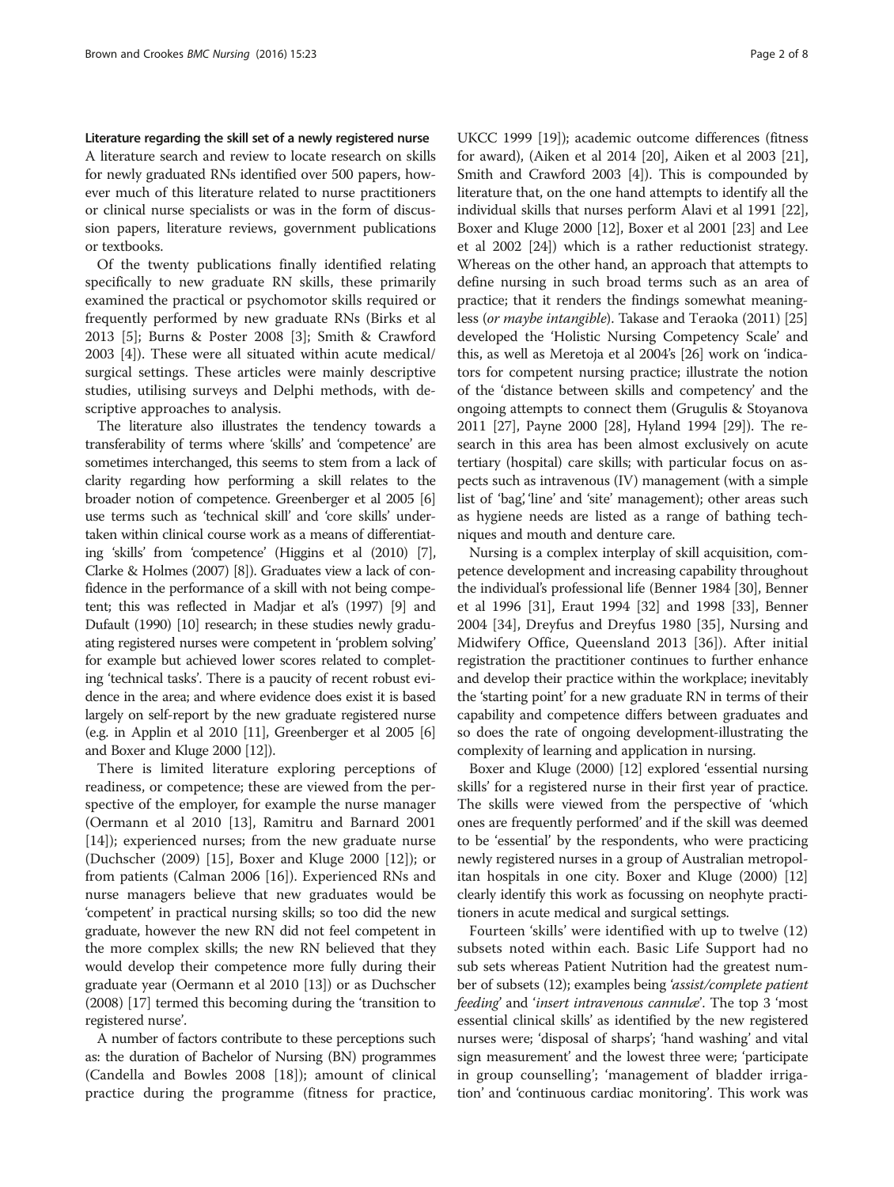### Literature regarding the skill set of a newly registered nurse

A literature search and review to locate research on skills for newly graduated RNs identified over 500 papers, however much of this literature related to nurse practitioners or clinical nurse specialists or was in the form of discussion papers, literature reviews, government publications or textbooks.

Of the twenty publications finally identified relating specifically to new graduate RN skills, these primarily examined the practical or psychomotor skills required or frequently performed by new graduate RNs (Birks et al 2013 [5]; Burns & Poster 2008 [3]; Smith & Crawford 2003 [4]). These were all situated within acute medical/surgical settings. These articles were mainly descriptive studies, utilising surveys and Delphi methods, with descriptive approaches to analysis.

The literature also illustrates the tendency towards a transferability of terms where 'skills' and 'competence' are sometimes interchanged, this seems to stem from a lack of clarity regarding how performing a skill relates to the broader notion of competence. Greenberger et al 2005 [6] use terms such as 'technical skill' and 'core skills' undertaken within clinical course work as a means of differentiating 'skills' from 'competence' (Higgins et al (2010) [7], Clarke & Holmes (2007) [8]). Graduates view a lack of confidence in the performance of a skill with not being competent; this was reflected in Madjar et al's (1997) [9] and Dufault (1990) [10] research; in these studies newly graduating registered nurses were competent in 'problem solving' for example but achieved lower scores related to completing 'technical tasks'. There is a paucity of recent robust evidence in the area; and where evidence does exist it is based largely on self-report by the new graduate registered nurse (e.g. in Applin et al 2010 [11], Greenberger et al 2005 [6] and Boxer and Kluge 2000 [12]).

There is limited literature exploring perceptions of readiness, or competence; these are viewed from the perspective of the employer, for example the nurse manager (Oermann et al 2010 [13], Ramitru and Barnard 2001 [14]); experienced nurses; from the new graduate nurse (Duchscher (2009) [15], Boxer and Kluge 2000 [12]); or from patients (Calman 2006 [16]). Experienced RNs and nurse managers believe that new graduates would be 'competent' in practical nursing skills; so too did the new graduate, however the new RN did not feel competent in the more complex skills; the new RN believed that they would develop their competence more fully during their graduate year (Oermann et al 2010 [13]) or as Duchscher (2008) [17] termed this becoming during the 'transition to registered nurse'.

A number of factors contribute to these perceptions such as: the duration of Bachelor of Nursing (BN) programmes (Candella and Bowles 2008 [18]); amount of clinical practice during the programme (fitness for practice, UKCC 1999 [19]); academic outcome differences (fitness for award), (Aiken et al 2014 [20], Aiken et al 2003 [21], Smith and Crawford 2003 [4]). This is compounded by literature that, on the one hand attempts to identify all the individual skills that nurses perform Alavi et al 1991 [22], Boxer and Kluge 2000 [12], Boxer et al 2001 [23] and Lee et al 2002 [24]) which is a rather reductionist strategy. Whereas on the other hand, an approach that attempts to define nursing in such broad terms such as an area of practice; that it renders the findings somewhat meaningless (*or maybe intangible*). Takase and Teraoka (2011) [25] developed the 'Holistic Nursing Competency Scale' and this, as well as Meretoja et al 2004's [26] work on 'indicators for competent nursing practice; illustrate the notion of the 'distance between skills and competency' and the ongoing attempts to connect them (Grugulis & Stoyanova 2011 [27], Payne 2000 [28], Hyland 1994 [29]). The research in this area has been almost exclusively on acute tertiary (hospital) care skills; with particular focus on aspects such as intravenous (IV) management (with a simple list of 'bag', 'line' and 'site' management); other areas such as hygiene needs are listed as a range of bathing techniques and mouth and denture care.

Nursing is a complex interplay of skill acquisition, competence development and increasing capability throughout the individual's professional life (Benner 1984 [30], Benner et al 1996 [31], Eraut 1994 [32] and 1998 [33], Benner 2004 [34], Dreyfus and Dreyfus 1980 [35], Nursing and Midwifery Office, Queensland 2013 [36]). After initial registration the practitioner continues to further enhance and develop their practice within the workplace; inevitably the 'starting point' for a new graduate RN in terms of their capability and competence differs between graduates and so does the rate of ongoing development-illustrating the complexity of learning and application in nursing.

Boxer and Kluge (2000) [12] explored 'essential nursing skills' for a registered nurse in their first year of practice. The skills were viewed from the perspective of 'which ones are frequently performed' and if the skill was deemed to be 'essential' by the respondents, who were practicing newly registered nurses in a group of Australian metropolitan hospitals in one city. Boxer and Kluge (2000) [12] clearly identify this work as focussing on neophyte practitioners in acute medical and surgical settings.

Fourteen 'skills' were identified with up to twelve (12) subsets noted within each. Basic Life Support had no sub sets whereas Patient Nutrition had the greatest number of subsets (12); examples being *'assist/complete patient feeding'* and *'insert intravenous cannulæ'*. The top 3 'most essential clinical skills' as identified by the new registered nurses were; 'disposal of sharps'; 'hand washing' and vital sign measurement' and the lowest three were; 'participate in group counselling'; 'management of bladder irrigation' and 'continuous cardiac monitoring'. This work was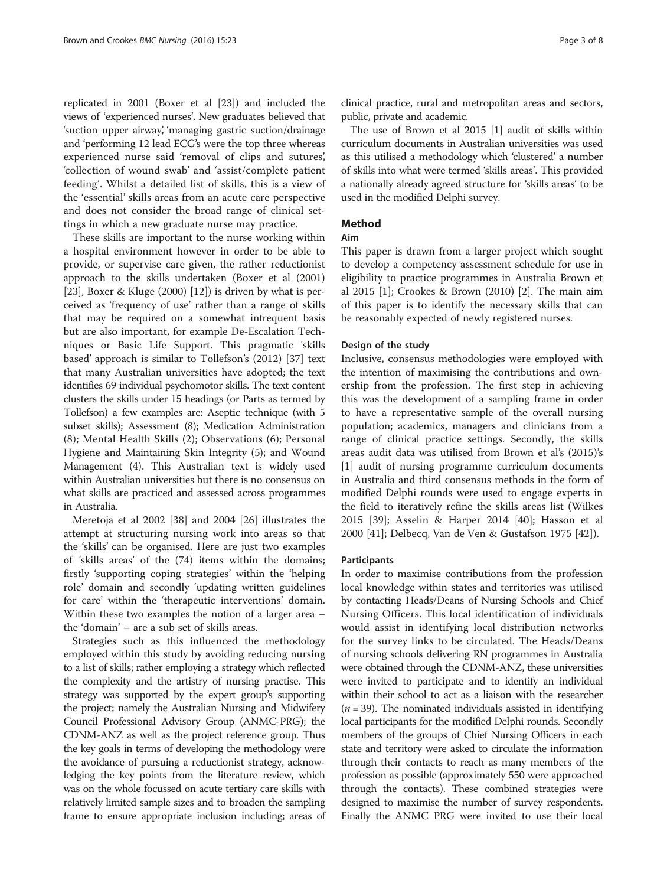replicated in 2001 (Boxer et al [23]) and included the views of 'experienced nurses'. New graduates believed that 'suction upper airway', 'managing gastric suction/drainage and 'performing 12 lead ECG's were the top three whereas experienced nurse said 'removal of clips and sutures', 'collection of wound swab' and 'assist/complete patient feeding'. Whilst a detailed list of skills, this is a view of the 'essential' skills areas from an acute care perspective and does not consider the broad range of clinical settings in which a new graduate nurse may practice.

These skills are important to the nurse working within a hospital environment however in order to be able to provide, or supervise care given, the rather reductionist approach to the skills undertaken (Boxer et al (2001) [23], Boxer & Kluge (2000) [12]) is driven by what is perceived as 'frequency of use' rather than a range of skills that may be required on a somewhat infrequent basis but are also important, for example De-Escalation Techniques or Basic Life Support. This pragmatic 'skills based' approach is similar to Tollefson's (2012) [37] text that many Australian universities have adopted; the text identifies 69 individual psychomotor skills. The text content clusters the skills under 15 headings (or Parts as termed by Tollefson) a few examples are: Aseptic technique (with 5 subset skills); Assessment (8); Medication Administration (8); Mental Health Skills (2); Observations (6); Personal Hygiene and Maintaining Skin Integrity (5); and Wound Management (4). This Australian text is widely used within Australian universities but there is no consensus on what skills are practiced and assessed across programmes in Australia.

Meretoja et al 2002 [38] and 2004 [26] illustrates the attempt at structuring nursing work into areas so that the 'skills' can be organised. Here are just two examples of 'skills areas' of the (74) items within the domains; firstly 'supporting coping strategies' within the 'helping role' domain and secondly 'updating written guidelines for care' within the 'therapeutic interventions' domain. Within these two examples the notion of a larger area – the 'domain' – are a sub set of skills areas.

Strategies such as this influenced the methodology employed within this study by avoiding reducing nursing to a list of skills; rather employing a strategy which reflected the complexity and the artistry of nursing practise. This strategy was supported by the expert group's supporting the project; namely the Australian Nursing and Midwifery Council Professional Advisory Group (ANMC-PRG); the CDNM-ANZ as well as the project reference group. Thus the key goals in terms of developing the methodology were the avoidance of pursuing a reductionist strategy, acknowledging the key points from the literature review, which was on the whole focussed on acute tertiary care skills with relatively limited sample sizes and to broaden the sampling frame to ensure appropriate inclusion including; areas of clinical practice, rural and metropolitan areas and sectors, public, private and academic.

The use of Brown et al 2015 [1] audit of skills within curriculum documents in Australian universities was used as this utilised a methodology which 'clustered' a number of skills into what were termed 'skills areas'. This provided a nationally already agreed structure for 'skills areas' to be used in the modified Delphi survey.

## Method

### Aim

This paper is drawn from a larger project which sought to develop a competency assessment schedule for use in eligibility to practice programmes in Australia Brown et al 2015 [1]; Crookes & Brown (2010) [2]. The main aim of this paper is to identify the necessary skills that can be reasonably expected of newly registered nurses.

### Design of the study

Inclusive, consensus methodologies were employed with the intention of maximising the contributions and ownership from the profession. The first step in achieving this was the development of a sampling frame in order to have a representative sample of the overall nursing population; academics, managers and clinicians from a range of clinical practice settings. Secondly, the skills areas audit data was utilised from Brown et al's (2015)'s [1] audit of nursing programme curriculum documents in Australia and third consensus methods in the form of modified Delphi rounds were used to engage experts in the field to iteratively refine the skills areas list (Wilkes 2015 [39]; Asselin & Harper 2014 [40]; Hasson et al 2000 [41]; Delbecq, Van de Ven & Gustafson 1975 [42]).

### Participants

In order to maximise contributions from the profession local knowledge within states and territories was utilised by contacting Heads/Deans of Nursing Schools and Chief Nursing Officers. This local identification of individuals would assist in identifying local distribution networks for the survey links to be circulated. The Heads/Deans of nursing schools delivering RN programmes in Australia were obtained through the CDNM-ANZ, these universities were invited to participate and to identify an individual within their school to act as a liaison with the researcher ($n = 39$). The nominated individuals assisted in identifying local participants for the modified Delphi rounds. Secondly members of the groups of Chief Nursing Officers in each state and territory were asked to circulate the information through their contacts to reach as many members of the profession as possible (approximately 550 were approached through the contacts). These combined strategies were designed to maximise the number of survey respondents. Finally the ANMC PRG were invited to use their local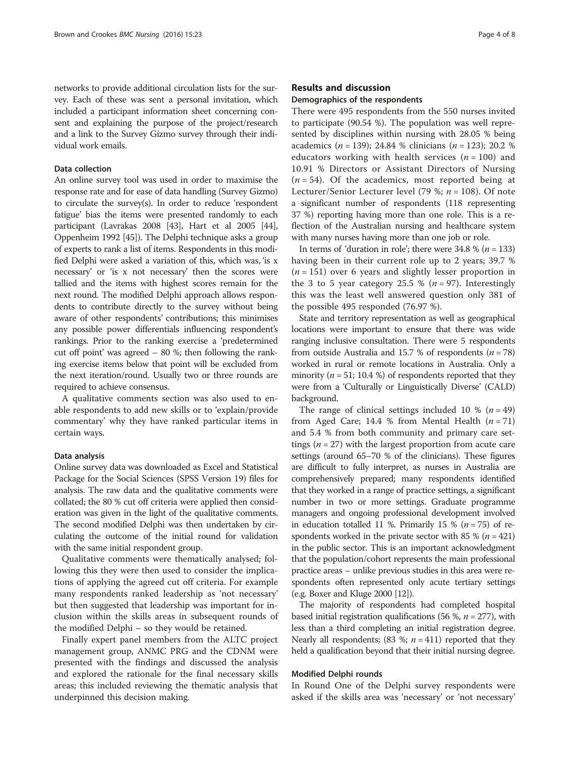networks to provide additional circulation lists for the survey. Each of these was sent a personal invitation, which included a participant information sheet concerning consent and explaining the purpose of the project/research and a link to the Survey Gizmo survey through their individual work emails.

### Data collection

An online survey tool was used in order to maximise the response rate and for ease of data handling (Survey Gizmo) to circulate the survey(s). In order to reduce 'respondent fatigue' bias the items were presented randomly to each participant (Lavrakas 2008 [43], Hart et al 2005 [44], Oppenheim 1992 [45]). The Delphi technique asks a group of experts to rank a list of items. Respondents in this modified Delphi were asked a variation of this, which was, 'is x necessary' or 'is x not necessary' then the scores were tallied and the items with highest scores remain for the next round. The modified Delphi approach allows respondents to contribute directly to the survey without being aware of other respondents' contributions; this minimises any possible power differentials influencing respondent's rankings. Prior to the ranking exercise a 'predetermined cut off point' was agreed – 80 %; then following the ranking exercise items below that point will be excluded from the next iteration/round. Usually two or three rounds are required to achieve consensus.

A qualitative comments section was also used to enable respondents to add new skills or to 'explain/provide commentary' why they have ranked particular items in certain ways.

### Data analysis

Online survey data was downloaded as Excel and Statistical Package for the Social Sciences (SPSS Version 19) files for analysis. The raw data and the qualitative comments were collated; the 80 % cut off criteria were applied then consideration was given in the light of the qualitative comments. The second modified Delphi was then undertaken by circulating the outcome of the initial round for validation with the same initial respondent group.

Qualitative comments were thematically analysed; following this they were then used to consider the implications of applying the agreed cut off criteria. For example many respondents ranked leadership as 'not necessary' but then suggested that leadership was important for inclusion within the skills areas in subsequent rounds of the modified Delphi – so they would be retained.

Finally expert panel members from the ALTC project management group, ANMC PRG and the CDNM were presented with the findings and discussed the analysis and explored the rationale for the final necessary skills areas; this included reviewing the thematic analysis that underpinned this decision making.

## Results and discussion

### Demographics of the respondents

There were 495 respondents from the 550 nurses invited to participate (90.54 %). The population was well represented by disciplines within nursing with 28.05 % being academics ($n = 139$); 24.84 % clinicians ($n = 123$); 20.2 % educators working with health services ($n = 100$) and 10.91 % Directors or Assistant Directors of Nursing ($n = 54$). Of the academics, most reported being at Lecturer/Senior Lecturer level (79 %; $n = 108$). Of note a significant number of respondents (118 representing 37 %) reporting having more than one role. This is a reflection of the Australian nursing and healthcare system with many nurses having more than one job or role.

In terms of 'duration in role'; there were 34.8 % ($n = 133$) having been in their current role up to 2 years; 39.7 % ($n = 151$) over 6 years and slightly lesser proportion in the 3 to 5 year category 25.5 % ($n = 97$). Interestingly this was the least well answered question only 381 of the possible 495 responded (76.97 %).

State and territory representation as well as geographical locations were important to ensure that there was wide ranging inclusive consultation. There were 5 respondents from outside Australia and 15.7 % of respondents ($n = 78$) worked in rural or remote locations in Australia. Only a minority ($n = 51$; 10.4 %) of respondents reported that they were from a 'Culturally or Linguistically Diverse' (CALD) background.

The range of clinical settings included 10 % ($n = 49$) from Aged Care; 14.4 % from Mental Health ($n = 71$) and 5.4 % from both community and primary care settings ($n = 27$) with the largest proportion from acute care settings (around 65–70 % of the clinicians). These figures are difficult to fully interpret, as nurses in Australia are comprehensively prepared; many respondents identified that they worked in a range of practice settings, a significant number in two or more settings. Graduate programme managers and ongoing professional development involved in education totalled 11 %. Primarily 15 % ($n = 75$) of respondents worked in the private sector with 85 % ($n = 421$) in the public sector. This is an important acknowledgment that the population/cohort represents the main professional practice areas – unlike previous studies in this area were respondents often represented only acute tertiary settings (e.g. Boxer and Kluge 2000 [12]).

The majority of respondents had completed hospital based initial registration qualifications (56 %, $n = 277$), with less than a third completing an initial registration degree. Nearly all respondents; (83 %; $n = 411$) reported that they held a qualification beyond that their initial nursing degree.

### Modified Delphi rounds

In Round One of the Delphi survey respondents were asked if the skills area was 'necessary' or 'not necessary'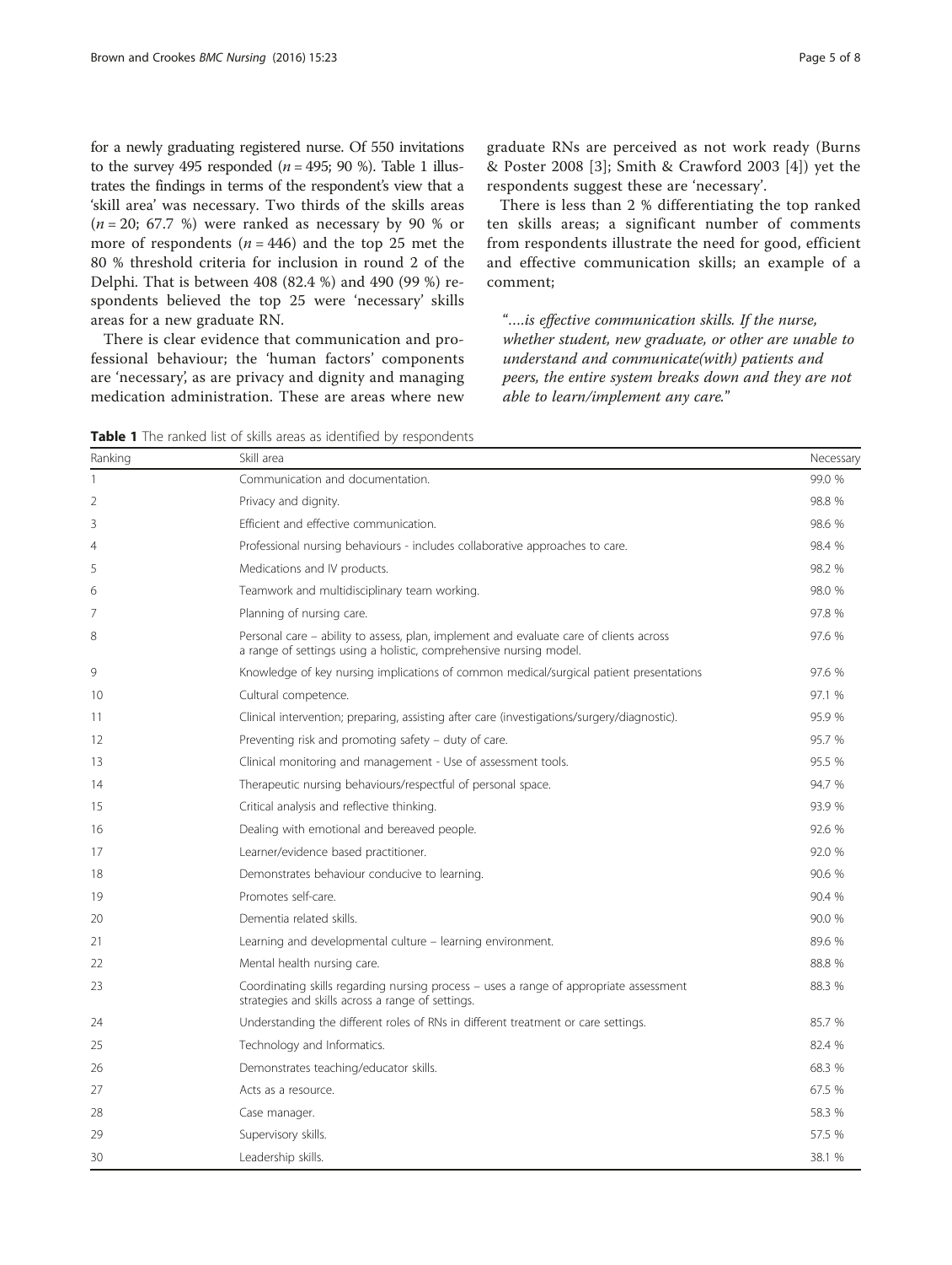for a newly graduating registered nurse. Of 550 invitations to the survey 495 responded ($n = 495$; 90 %). Table 1 illustrates the findings in terms of the respondent's view that a 'skill area' was necessary. Two thirds of the skills areas ($n = 20$; 67.7 %) were ranked as necessary by 90 % or more of respondents ($n = 446$) and the top 25 met the 80 % threshold criteria for inclusion in round 2 of the Delphi. That is between 408 (82.4 %) and 490 (99 %) respondents believed the top 25 were 'necessary' skills areas for a new graduate RN.

There is clear evidence that communication and professional behaviour; the 'human factors' components are 'necessary', as are privacy and dignity and managing medication administration. These are areas where new graduate RNs are perceived as not work ready (Burns & Poster 2008 [3]; Smith & Crawford 2003 [4]) yet the respondents suggest these are 'necessary'.

There is less than 2 % differentiating the top ranked ten skills areas; a significant number of comments from respondents illustrate the need for good, efficient and effective communication skills; an example of a comment;

> "….*is effective communication skills. If the nurse, whether student, new graduate, or other are unable to understand and communicate(with) patients and peers, the entire system breaks down and they are not able to learn/implement any care.*"

**Table 1** The ranked list of skills areas as identified by respondents

| Ranking | Skill area | Necessary |
|---|---|---|
| 1 | Communication and documentation. | 99.0 % |
| 2 | Privacy and dignity. | 98.8 % |
| 3 | Efficient and effective communication. | 98.6 % |
| 4 | Professional nursing behaviours - includes collaborative approaches to care. | 98.4 % |
| 5 | Medications and IV products. | 98.2 % |
| 6 | Teamwork and multidisciplinary team working. | 98.0 % |
| 7 | Planning of nursing care. | 97.8 % |
| 8 | Personal care – ability to assess, plan, implement and evaluate care of clients across a range of settings using a holistic, comprehensive nursing model. | 97.6 % |
| 9 | Knowledge of key nursing implications of common medical/surgical patient presentations | 97.6 % |
| 10 | Cultural competence. | 97.1 % |
| 11 | Clinical intervention; preparing, assisting after care (investigations/surgery/diagnostic). | 95.9 % |
| 12 | Preventing risk and promoting safety – duty of care. | 95.7 % |
| 13 | Clinical monitoring and management - Use of assessment tools. | 95.5 % |
| 14 | Therapeutic nursing behaviours/respectful of personal space. | 94.7 % |
| 15 | Critical analysis and reflective thinking. | 93.9 % |
| 16 | Dealing with emotional and bereaved people. | 92.6 % |
| 17 | Learner/evidence based practitioner. | 92.0 % |
| 18 | Demonstrates behaviour conducive to learning. | 90.6 % |
| 19 | Promotes self-care. | 90.4 % |
| 20 | Dementia related skills. | 90.0 % |
| 21 | Learning and developmental culture – learning environment. | 89.6 % |
| 22 | Mental health nursing care. | 88.8 % |
| 23 | Coordinating skills regarding nursing process – uses a range of appropriate assessment strategies and skills across a range of settings. | 88.3 % |
| 24 | Understanding the different roles of RNs in different treatment or care settings. | 85.7 % |
| 25 | Technology and Informatics. | 82.4 % |
| 26 | Demonstrates teaching/educator skills. | 68.3 % |
| 27 | Acts as a resource. | 67.5 % |
| 28 | Case manager. | 58.3 % |
| 29 | Supervisory skills. | 57.5 % |
| 30 | Leadership skills. | 38.1 % |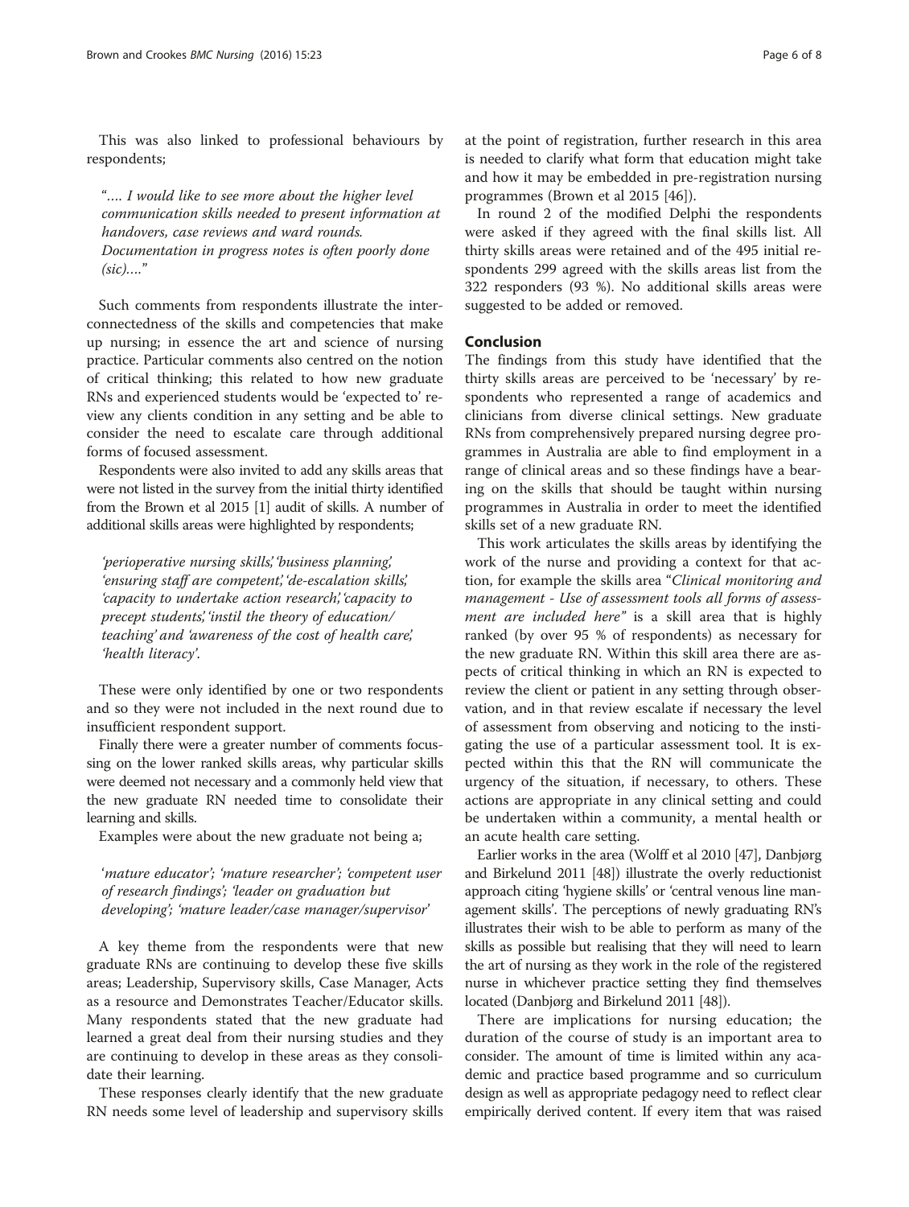This was also linked to professional behaviours by respondents;

> *"…. I would like to see more about the higher level communication skills needed to present information at handovers, case reviews and ward rounds. Documentation in progress notes is often poorly done (sic)…."*

Such comments from respondents illustrate the interconnectedness of the skills and competencies that make up nursing; in essence the art and science of nursing practice. Particular comments also centred on the notion of critical thinking; this related to how new graduate RNs and experienced students would be 'expected to' review any clients condition in any setting and be able to consider the need to escalate care through additional forms of focused assessment.

Respondents were also invited to add any skills areas that were not listed in the survey from the initial thirty identified from the Brown et al 2015 [1] audit of skills. A number of additional skills areas were highlighted by respondents;

> *'perioperative nursing skills', 'business planning', 'ensuring staff are competent', 'de-escalation skills', 'capacity to undertake action research', 'capacity to precept students', 'instil the theory of education/ teaching' and 'awareness of the cost of health care', 'health literacy'.*

These were only identified by one or two respondents and so they were not included in the next round due to insufficient respondent support.

Finally there were a greater number of comments focussing on the lower ranked skills areas, why particular skills were deemed not necessary and a commonly held view that the new graduate RN needed time to consolidate their learning and skills.

Examples were about the new graduate not being a;

> *'mature educator'; 'mature researcher'; 'competent user of research findings'; 'leader on graduation but developing'; 'mature leader/case manager/supervisor'*

A key theme from the respondents were that new graduate RNs are continuing to develop these five skills areas; Leadership, Supervisory skills, Case Manager, Acts as a resource and Demonstrates Teacher/Educator skills. Many respondents stated that the new graduate had learned a great deal from their nursing studies and they are continuing to develop in these areas as they consolidate their learning.

These responses clearly identify that the new graduate RN needs some level of leadership and supervisory skills at the point of registration, further research in this area is needed to clarify what form that education might take and how it may be embedded in pre-registration nursing programmes (Brown et al 2015 [46]).

In round 2 of the modified Delphi the respondents were asked if they agreed with the final skills list. All thirty skills areas were retained and of the 495 initial respondents 299 agreed with the skills areas list from the 322 responders (93 %). No additional skills areas were suggested to be added or removed.

## Conclusion

The findings from this study have identified that the thirty skills areas are perceived to be 'necessary' by respondents who represented a range of academics and clinicians from diverse clinical settings. New graduate RNs from comprehensively prepared nursing degree programmes in Australia are able to find employment in a range of clinical areas and so these findings have a bearing on the skills that should be taught within nursing programmes in Australia in order to meet the identified skills set of a new graduate RN.

This work articulates the skills areas by identifying the work of the nurse and providing a context for that action, for example the skills area "*Clinical monitoring and management - Use of assessment tools all forms of assessment are included here"* is a skill area that is highly ranked (by over 95 % of respondents) as necessary for the new graduate RN. Within this skill area there are aspects of critical thinking in which an RN is expected to review the client or patient in any setting through observation, and in that review escalate if necessary the level of assessment from observing and noticing to the instigating the use of a particular assessment tool. It is expected within this that the RN will communicate the urgency of the situation, if necessary, to others. These actions are appropriate in any clinical setting and could be undertaken within a community, a mental health or an acute health care setting.

Earlier works in the area (Wolff et al 2010 [47], Danbjørg and Birkelund 2011 [48]) illustrate the overly reductionist approach citing 'hygiene skills' or 'central venous line management skills'. The perceptions of newly graduating RN's illustrates their wish to be able to perform as many of the skills as possible but realising that they will need to learn the art of nursing as they work in the role of the registered nurse in whichever practice setting they find themselves located (Danbjørg and Birkelund 2011 [48]).

There are implications for nursing education; the duration of the course of study is an important area to consider. The amount of time is limited within any academic and practice based programme and so curriculum design as well as appropriate pedagogy need to reflect clear empirically derived content. If every item that was raised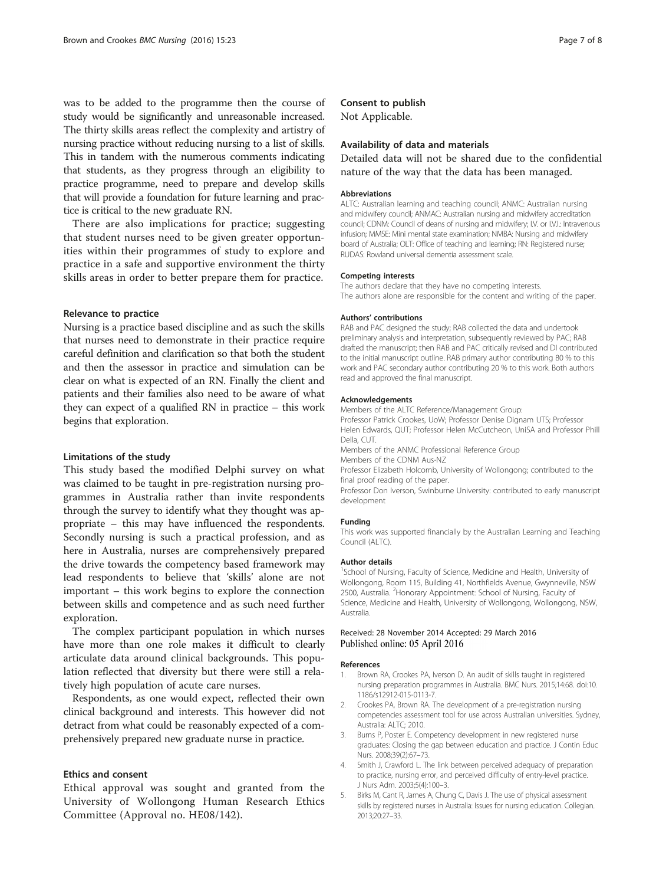was to be added to the programme then the course of study would be significantly and unreasonable increased. The thirty skills areas reflect the complexity and artistry of nursing practice without reducing nursing to a list of skills. This in tandem with the numerous comments indicating that students, as they progress through an eligibility to practice programme, need to prepare and develop skills that will provide a foundation for future learning and practice is critical to the new graduate RN.

There are also implications for practice; suggesting that student nurses need to be given greater opportunities within their programmes of study to explore and practice in a safe and supportive environment the thirty skills areas in order to better prepare them for practice.

### Relevance to practice

Nursing is a practice based discipline and as such the skills that nurses need to demonstrate in their practice require careful definition and clarification so that both the student and then the assessor in practice and simulation can be clear on what is expected of an RN. Finally the client and patients and their families also need to be aware of what they can expect of a qualified RN in practice – this work begins that exploration.

### Limitations of the study

This study based the modified Delphi survey on what was claimed to be taught in pre-registration nursing programmes in Australia rather than invite respondents through the survey to identify what they thought was appropriate – this may have influenced the respondents. Secondly nursing is such a practical profession, and as here in Australia, nurses are comprehensively prepared the drive towards the competency based framework may lead respondents to believe that 'skills' alone are not important – this work begins to explore the connection between skills and competence and as such need further exploration.

The complex participant population in which nurses have more than one role makes it difficult to clearly articulate data around clinical backgrounds. This population reflected that diversity but there were still a relatively high population of acute care nurses.

Respondents, as one would expect, reflected their own clinical background and interests. This however did not detract from what could be reasonably expected of a comprehensively prepared new graduate nurse in practice.

### Ethics and consent

Ethical approval was sought and granted from the University of Wollongong Human Research Ethics Committee (Approval no. HE08/142).

### Consent to publish

Not Applicable.

### Availability of data and materials

Detailed data will not be shared due to the confidential nature of the way that the data has been managed.

#### Abbreviations

ALTC: Australian learning and teaching council; ANMC: Australian nursing and midwifery council; ANMAC: Australian nursing and midwifery accreditation council; CDNM: Council of deans of nursing and midwifery; I.V. or I.V.I.: Intravenous infusion; MMSE: Mini mental state examination; NMBA: Nursing and midwifery board of Australia; OLT: Office of teaching and learning; RN: Registered nurse; RUDAS: Rowland universal dementia assessment scale.

#### Competing interests

The authors declare that they have no competing interests.
The authors alone are responsible for the content and writing of the paper.

#### Authors' contributions

RAB and PAC designed the study; RAB collected the data and undertook preliminary analysis and interpretation, subsequently reviewed by PAC; RAB drafted the manuscript; then RAB and PAC critically revised and DI contributed to the initial manuscript outline. RAB primary author contributing 80 % to this work and PAC secondary author contributing 20 % to this work. Both authors read and approved the final manuscript.

#### Acknowledgements

Members of the ALTC Reference/Management Group:
Professor Patrick Crookes, UoW; Professor Denise Dignam UTS; Professor Helen Edwards, QUT; Professor Helen McCutcheon, UniSA and Professor Phill Della, CUT.
Members of the ANMC Professional Reference Group
Members of the CDNM Aus-NZ
Professor Elizabeth Holcomb, University of Wollongong; contributed to the final proof reading of the paper.
Professor Don Iverson, Swinburne University: contributed to early manuscript development

#### Funding

This work was supported financially by the Australian Learning and Teaching Council (ALTC).

#### Author details

[1]School of Nursing, Faculty of Science, Medicine and Health, University of Wollongong, Room 115, Building 41, Northfields Avenue, Gwynneville, NSW 2500, Australia. [2]Honorary Appointment: School of Nursing, Faculty of Science, Medicine and Health, University of Wollongong, Wollongong, NSW, Australia.

Received: 28 November 2014 Accepted: 29 March 2016
Published online: 05 April 2016

#### References

1. Brown RA, Crookes PA, Iverson D. An audit of skills taught in registered nursing preparation programmes in Australia. BMC Nurs. 2015;14:68. doi:10.1186/s12912-015-0113-7.
2. Crookes PA, Brown RA. The development of a pre-registration nursing competencies assessment tool for use across Australian universities. Sydney, Australia: ALTC; 2010.
3. Burns P, Poster E. Competency development in new registered nurse graduates: Closing the gap between education and practice. J Contin Educ Nurs. 2008;39(2):67–73.
4. Smith J, Crawford L. The link between perceived adequacy of preparation to practice, nursing error, and perceived difficulty of entry-level practice. J Nurs Adm. 2003;5(4):100–3.
5. Birks M, Cant R, James A, Chung C, Davis J. The use of physical assessment skills by registered nurses in Australia: Issues for nursing education. Collegian. 2013;20:27–33.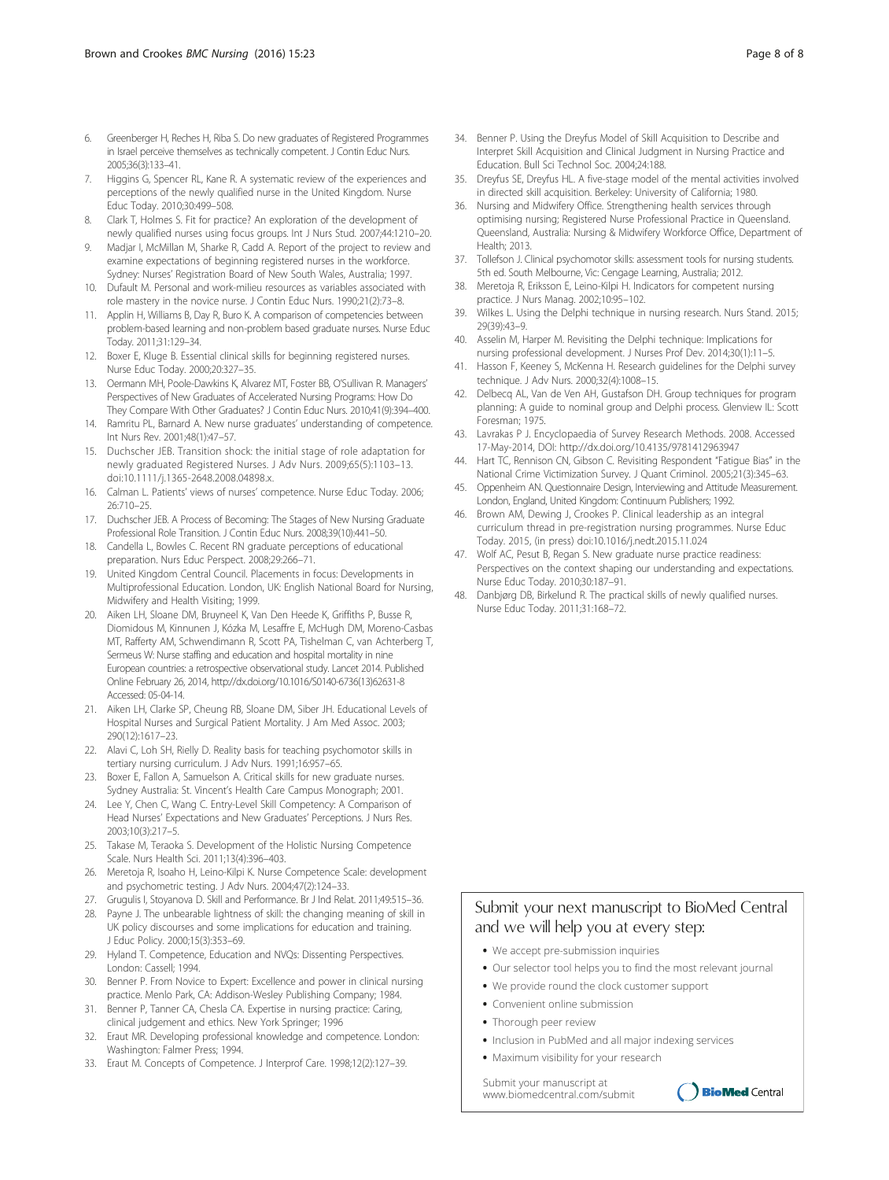6. Greenberger H, Reches H, Riba S. Do new graduates of Registered Programmes in Israel perceive themselves as technically competent. J Contin Educ Nurs. 2005;36(3):133–41.
7. Higgins G, Spencer RL, Kane R. A systematic review of the experiences and perceptions of the newly qualified nurse in the United Kingdom. Nurse Educ Today. 2010;30:499–508.
8. Clark T, Holmes S. Fit for practice? An exploration of the development of newly qualified nurses using focus groups. Int J Nurs Stud. 2007;44:1210–20.
9. Madjar I, McMillan M, Sharke R, Cadd A. Report of the project to review and examine expectations of beginning registered nurses in the workforce. Sydney: Nurses' Registration Board of New South Wales, Australia; 1997.
10. Dufault M. Personal and work-milieu resources as variables associated with role mastery in the novice nurse. J Contin Educ Nurs. 1990;21(2):73–8.
11. Applin H, Williams B, Day R, Buro K. A comparison of competencies between problem-based learning and non-problem based graduate nurses. Nurse Educ Today. 2011;31:129–34.
12. Boxer E, Kluge B. Essential clinical skills for beginning registered nurses. Nurse Educ Today. 2000;20:327–35.
13. Oermann MH, Poole-Dawkins K, Alvarez MT, Foster BB, O'Sullivan R. Managers' Perspectives of New Graduates of Accelerated Nursing Programs: How Do They Compare With Other Graduates? J Contin Educ Nurs. 2010;41(9):394–400.
14. Ramritu PL, Barnard A. New nurse graduates' understanding of competence. Int Nurs Rev. 2001;48(1):47–57.
15. Duchscher JEB. Transition shock: the initial stage of role adaptation for newly graduated Registered Nurses. J Adv Nurs. 2009;65(5):1103–13. doi:10.1111/j.1365-2648.2008.04898.x.
16. Calman L. Patients' views of nurses' competence. Nurse Educ Today. 2006; 26:710–25.
17. Duchscher JEB. A Process of Becoming: The Stages of New Nursing Graduate Professional Role Transition. J Contin Educ Nurs. 2008;39(10):441–50.
18. Candella L, Bowles C. Recent RN graduate perceptions of educational preparation. Nurs Educ Perspect. 2008;29:266–71.
19. United Kingdom Central Council. Placements in focus: Developments in Multiprofessional Education. London, UK: English National Board for Nursing, Midwifery and Health Visiting; 1999.
20. Aiken LH, Sloane DM, Bruyneel K, Van Den Heede K, Griffiths P, Busse R, Diomidous M, Kinnunen J, Kózka M, Lesaffre E, McHugh DM, Moreno-Casbas MT, Rafferty AM, Schwendimann R, Scott PA, Tishelman C, van Achterberg T, Sermeus W: Nurse staffing and education and hospital mortality in nine European countries: a retrospective observational study. Lancet 2014. Published Online February 26, 2014, http://dx.doi.org/10.1016/S0140-6736(13)62631-8 Accessed: 05-04-14.
21. Aiken LH, Clarke SP, Cheung RB, Sloane DM, Siber JH. Educational Levels of Hospital Nurses and Surgical Patient Mortality. J Am Med Assoc. 2003; 290(12):1617–23.
22. Alavi C, Loh SH, Rielly D. Reality basis for teaching psychomotor skills in tertiary nursing curriculum. J Adv Nurs. 1991;16:957–65.
23. Boxer E, Fallon A, Samuelson A. Critical skills for new graduate nurses. Sydney Australia: St. Vincent's Health Care Campus Monograph; 2001.
24. Lee Y, Chen C, Wang C. Entry-Level Skill Competency: A Comparison of Head Nurses' Expectations and New Graduates' Perceptions. J Nurs Res. 2003;10(3):217–5.
25. Takase M, Teraoka S. Development of the Holistic Nursing Competence Scale. Nurs Health Sci. 2011;13(4):396–403.
26. Meretoja R, Isoaho H, Leino-Kilpi K. Nurse Competence Scale: development and psychometric testing. J Adv Nurs. 2004;47(2):124–33.
27. Grugulis I, Stoyanova D. Skill and Performance. Br J Ind Relat. 2011;49:515–36.
28. Payne J. The unbearable lightness of skill: the changing meaning of skill in UK policy discourses and some implications for education and training. J Educ Policy. 2000;15(3):353–69.
29. Hyland T. Competence, Education and NVQs: Dissenting Perspectives. London: Cassell; 1994.
30. Benner P. From Novice to Expert: Excellence and power in clinical nursing practice. Menlo Park, CA: Addison-Wesley Publishing Company; 1984.
31. Benner P, Tanner CA, Chesla CA. Expertise in nursing practice: Caring, clinical judgement and ethics. New York Springer; 1996
32. Eraut MR. Developing professional knowledge and competence. London: Washington: Falmer Press; 1994.
33. Eraut M. Concepts of Competence. J Interprof Care. 1998;12(2):127–39.
34. Benner P. Using the Dreyfus Model of Skill Acquisition to Describe and Interpret Skill Acquisition and Clinical Judgment in Nursing Practice and Education. Bull Sci Technol Soc. 2004;24:188.
35. Dreyfus SE, Dreyfus HL. A five-stage model of the mental activities involved in directed skill acquisition. Berkeley: University of California; 1980.
36. Nursing and Midwifery Office. Strengthening health services through optimising nursing; Registered Nurse Professional Practice in Queensland. Queensland, Australia: Nursing & Midwifery Workforce Office, Department of Health; 2013.
37. Tollefson J. Clinical psychomotor skills: assessment tools for nursing students. 5th ed. South Melbourne, Vic: Cengage Learning, Australia; 2012.
38. Meretoja R, Eriksson E, Leino-Kilpi H. Indicators for competent nursing practice. J Nurs Manag. 2002;10:95–102.
39. Wilkes L. Using the Delphi technique in nursing research. Nurs Stand. 2015; 29(39):43–9.
40. Asselin M, Harper M. Revisiting the Delphi technique: Implications for nursing professional development. J Nurses Prof Dev. 2014;30(1):11–5.
41. Hasson F, Keeney S, McKenna H. Research guidelines for the Delphi survey technique. J Adv Nurs. 2000;32(4):1008–15.
42. Delbecq AL, Van de Ven AH, Gustafson DH. Group techniques for program planning: A guide to nominal group and Delphi process. Glenview IL: Scott Foresman; 1975.
43. Lavrakas P J. Encyclopaedia of Survey Research Methods. 2008. Accessed 17-May-2014, DOI: http://dx.doi.org/10.4135/9781412963947
44. Hart TC, Rennison CN, Gibson C. Revisiting Respondent "Fatigue Bias" in the National Crime Victimization Survey. J Quant Criminol. 2005;21(3):345–63.
45. Oppenheim AN. Questionnaire Design, Interviewing and Attitude Measurement. London, England, United Kingdom: Continuum Publishers; 1992.
46. Brown AM, Dewing J, Crookes P. Clinical leadership as an integral curriculum thread in pre-registration nursing programmes. Nurse Educ Today. 2015, (in press) doi:10.1016/j.nedt.2015.11.024
47. Wolf AC, Pesut B, Regan S. New graduate nurse practice readiness: Perspectives on the context shaping our understanding and expectations. Nurse Educ Today. 2010;30:187–91.
48. Danbjørg DB, Birkelund R. The practical skills of newly qualified nurses. Nurse Educ Today. 2011;31:168–72.

Submit your next manuscript to BioMed Central and we will help you at every step:

- We accept pre-submission inquiries
- Our selector tool helps you to find the most relevant journal
- We provide round the clock customer support
- Convenient online submission
- Thorough peer review
- Inclusion in PubMed and all major indexing services
- Maximum visibility for your research

Submit your manuscript at www.biomedcentral.com/submit